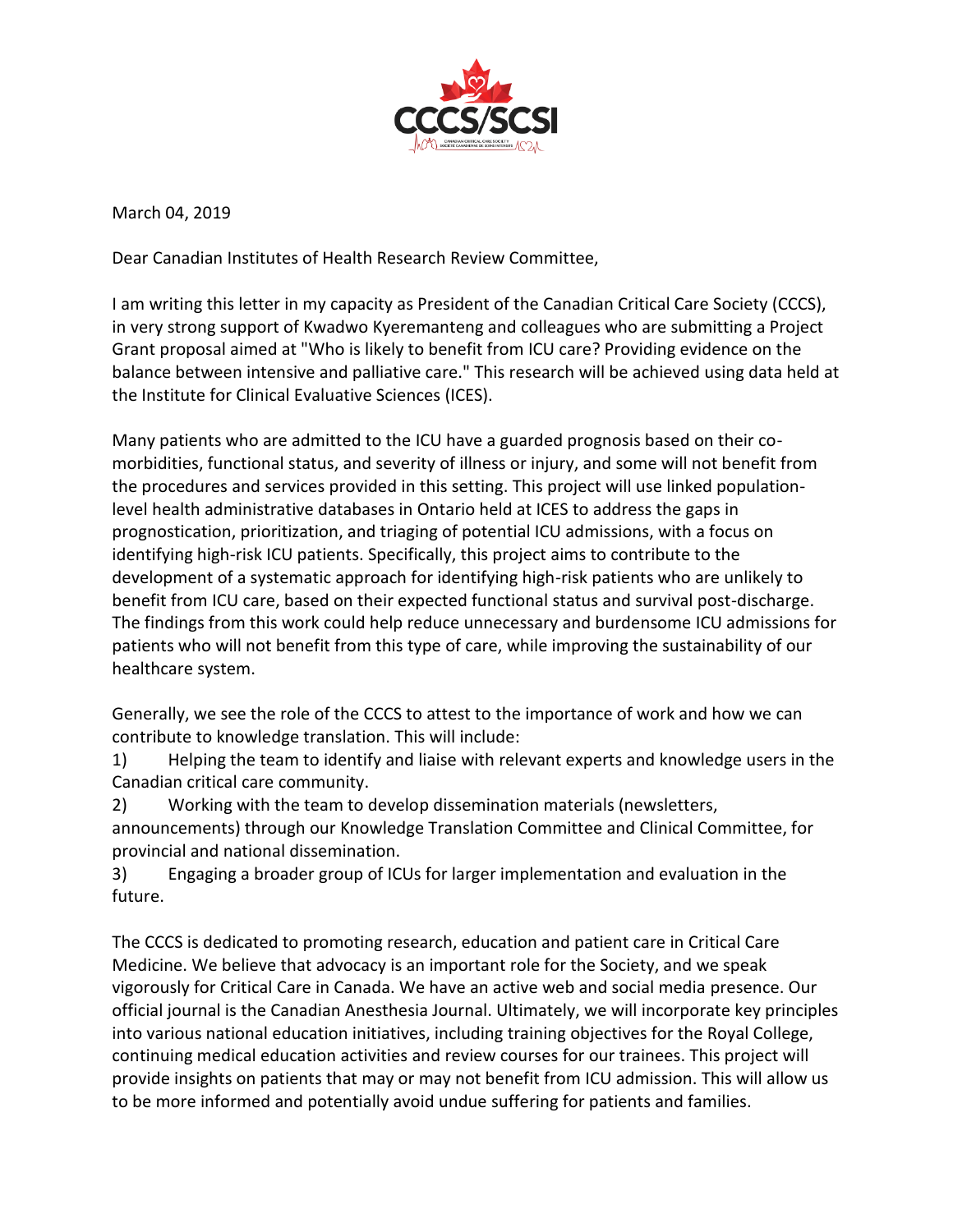March 04, 2019

Dear Canadian Institutes of Health Research Review Committee,

I am writing this letter in my capacity as President of the Canadian Critical Care Society (CCCS), in very strong support of Kwadwo Kyeremanteng and colleagues who are submitting a Project Grant proposal aimed at "Who is likely to benefit from ICU care? Providing evidence on the balance between intensive and palliative care." This research will be achieved using data held at the Institute for Clinical Evaluative Sciences (ICES).

Many patients who are admitted to the ICU have a guarded prognosis based on their co-morbidities, functional status, and severity of illness or injury, and some will not benefit from the procedures and services provided in this setting. This project will use linked population-level health administrative databases in Ontario held at ICES to address the gaps in prognostication, prioritization, and triaging of potential ICU admissions, with a focus on identifying high-risk ICU patients. Specifically, this project aims to contribute to the development of a systematic approach for identifying high-risk patients who are unlikely to benefit from ICU care, based on their expected functional status and survival post-discharge. The findings from this work could help reduce unnecessary and burdensome ICU admissions for patients who will not benefit from this type of care, while improving the sustainability of our healthcare system.

Generally, we see the role of the CCCS to attest to the importance of work and how we can contribute to knowledge translation. This will include:

1) Helping the team to identify and liaise with relevant experts and knowledge users in the Canadian critical care community.
2) Working with the team to develop dissemination materials (newsletters, announcements) through our Knowledge Translation Committee and Clinical Committee, for provincial and national dissemination.
3) Engaging a broader group of ICUs for larger implementation and evaluation in the future.

The CCCS is dedicated to promoting research, education and patient care in Critical Care Medicine. We believe that advocacy is an important role for the Society, and we speak vigorously for Critical Care in Canada. We have an active web and social media presence. Our official journal is the Canadian Anesthesia Journal. Ultimately, we will incorporate key principles into various national education initiatives, including training objectives for the Royal College, continuing medical education activities and review courses for our trainees. This project will provide insights on patients that may or may not benefit from ICU admission. This will allow us to be more informed and potentially avoid undue suffering for patients and families.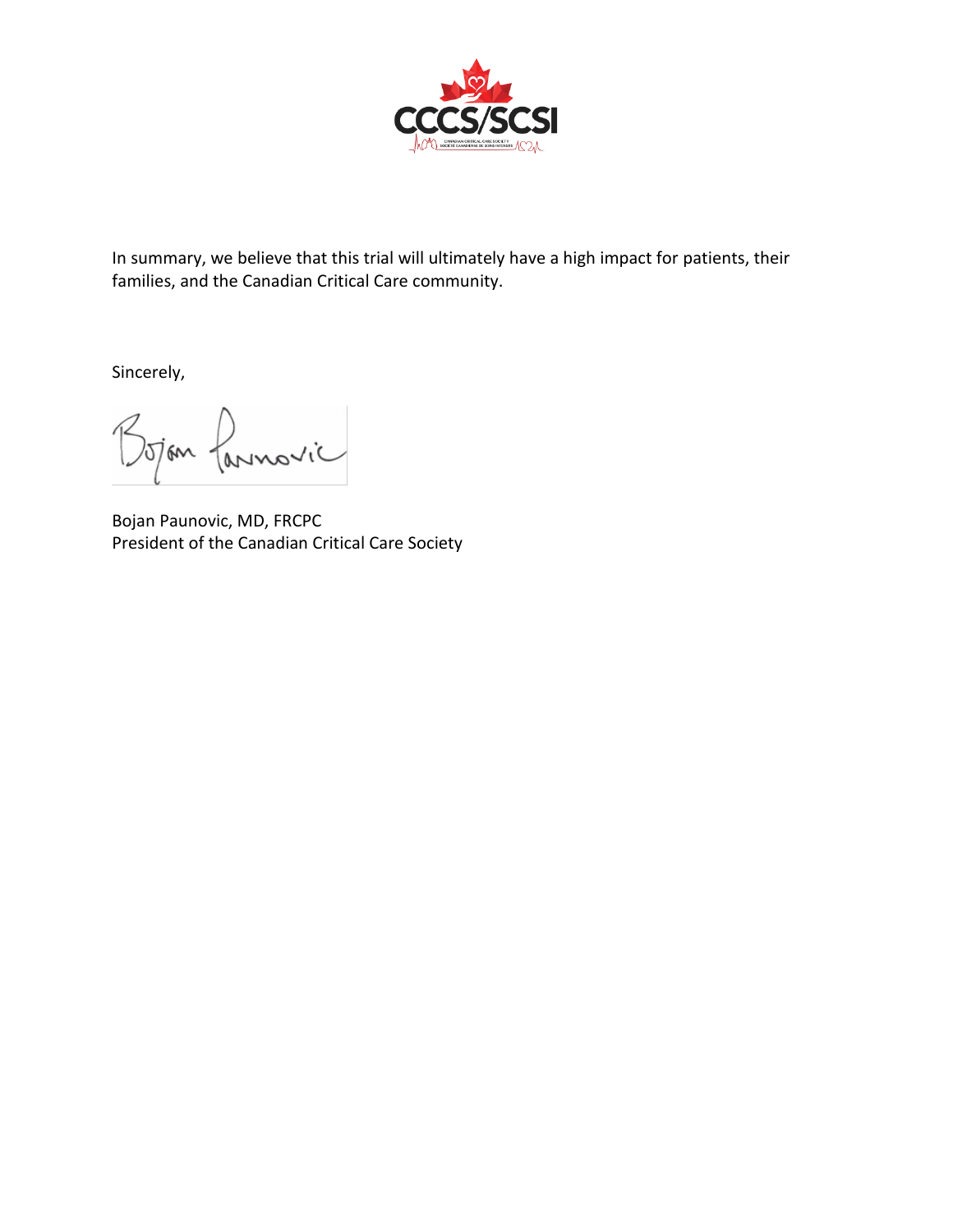In summary, we believe that this trial will ultimately have a high impact for patients, their families, and the Canadian Critical Care community.

Sincerely,

Bojan Paunovic, MD, FRCPC
President of the Canadian Critical Care Society